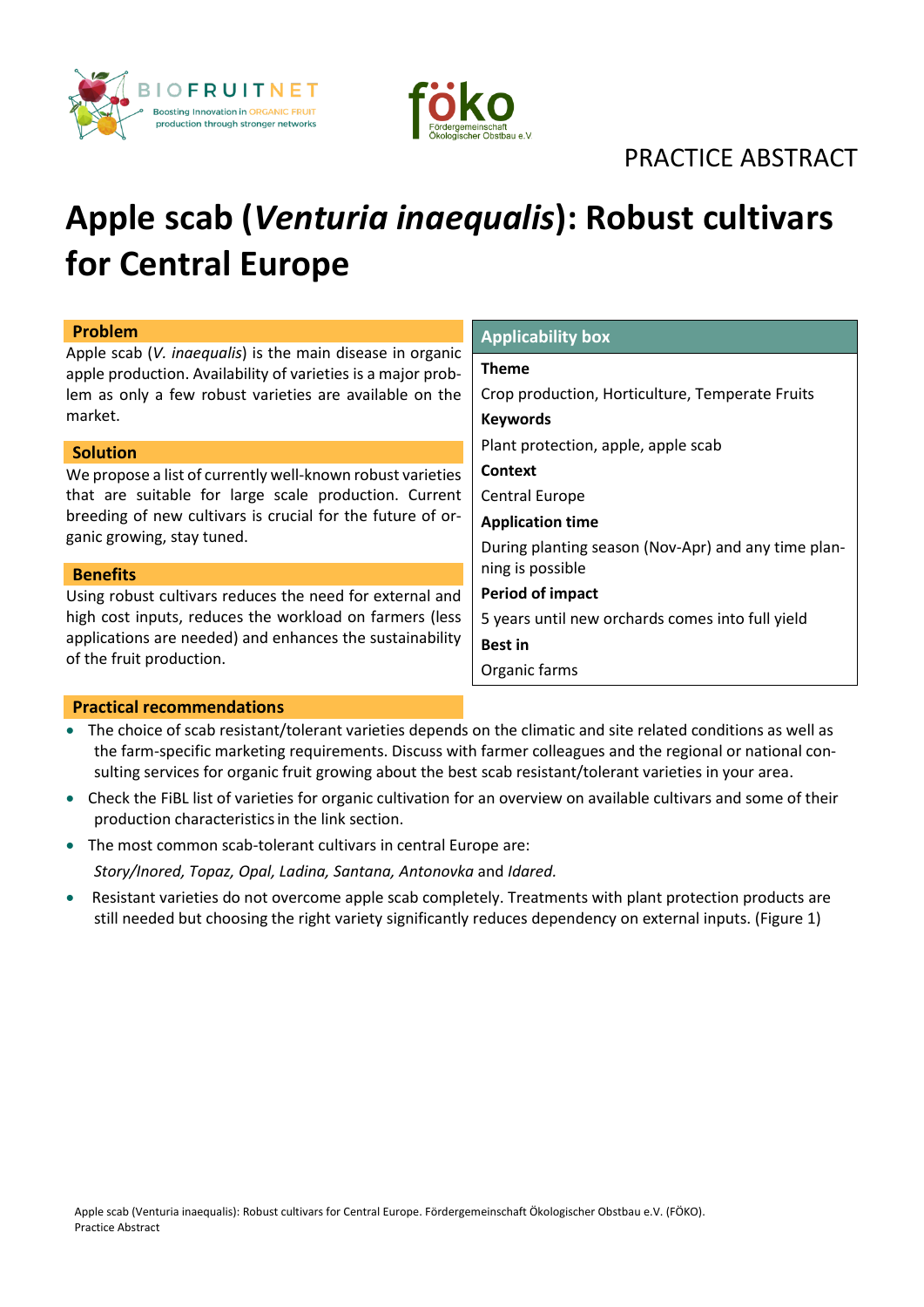PRACTICE ABSTRACT

# Apple scab (*Venturia inaequalis*): Robust cultivars for Central Europe

### Problem

Apple scab (*V. inaequalis*) is the main disease in organic apple production. Availability of varieties is a major problem as only a few robust varieties are available on the market.

### Solution

We propose a list of currently well-known robust varieties that are suitable for large scale production. Current breeding of new cultivars is crucial for the future of organic growing, stay tuned.

### Benefits

Using robust cultivars reduces the need for external and high cost inputs, reduces the workload on farmers (less applications are needed) and enhances the sustainability of the fruit production.

### Applicability box

**Theme**

Crop production, Horticulture, Temperate Fruits

**Keywords**

Plant protection, apple, apple scab

**Context**

Central Europe

**Application time**

During planting season (Nov-Apr) and any time planning is possible

**Period of impact**

5 years until new orchards comes into full yield

**Best in**

Organic farms

### Practical recommendations

- The choice of scab resistant/tolerant varieties depends on the climatic and site related conditions as well as the farm-specific marketing requirements. Discuss with farmer colleagues and the regional or national consulting services for organic fruit growing about the best scab resistant/tolerant varieties in your area.
- Check the FiBL list of varieties for organic cultivation for an overview on available cultivars and some of their production characteristics in the link section.
- The most common scab-tolerant cultivars in central Europe are:
  *Story/Inored, Topaz, Opal, Ladina, Santana, Antonovka* and *Idared.*
- Resistant varieties do not overcome apple scab completely. Treatments with plant protection products are still needed but choosing the right variety significantly reduces dependency on external inputs. (Figure 1)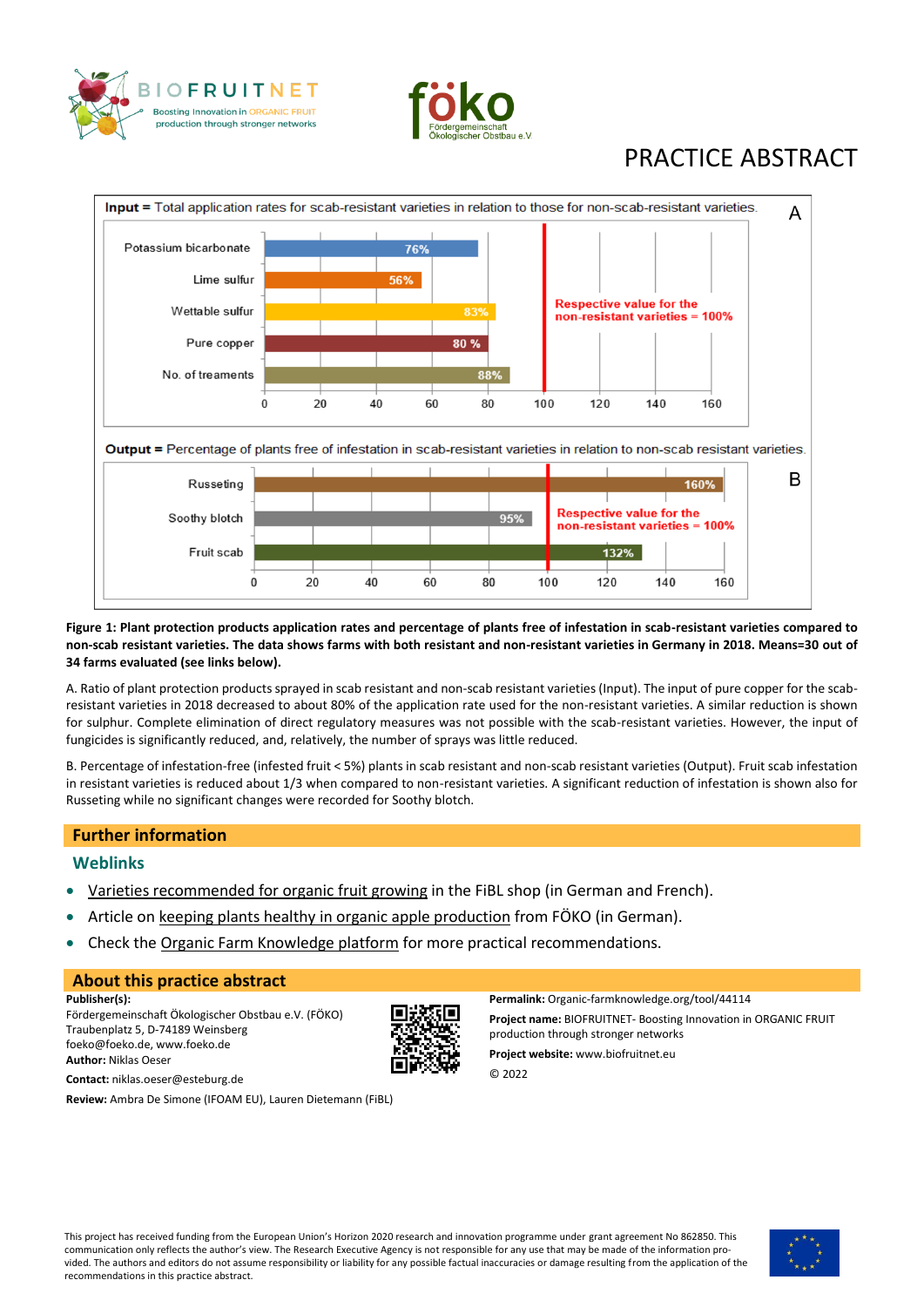PRACTICE ABSTRACT

**Input** = Total application rates for scab-resistant varieties in relation to those for non-scab-resistant varieties.

A

Potassium bicarbonate 76%
Lime sulfur 56%
Wettable sulfur 83%
Pure copper 80 %
No. of treaments 88%

Respective value for the non-resistant varieties = 100%

0 20 40 60 80 100 120 140 160

**Output** = Percentage of plants free of infestation in scab-resistant varieties in relation to non-scab resistant varieties.

B

Russeting 160%
Soothy blotch 95%
Fruit scab 132%

Respective value for the non-resistant varieties = 100%

0 20 40 60 80 100 120 140 160

**Figure 1: Plant protection products application rates and percentage of plants free of infestation in scab-resistant varieties compared to non-scab resistant varieties. The data shows farms with both resistant and non-resistant varieties in Germany in 2018. Means=30 out of 34 farms evaluated (see links below).**

A. Ratio of plant protection products sprayed in scab resistant and non-scab resistant varieties (Input). The input of pure copper for the scab-resistant varieties in 2018 decreased to about 80% of the application rate used for the non-resistant varieties. A similar reduction is shown for sulphur. Complete elimination of direct regulatory measures was not possible with the scab-resistant varieties. However, the input of fungicides is significantly reduced, and, relatively, the number of sprays was little reduced.

B. Percentage of infestation-free (infested fruit < 5%) plants in scab resistant and non-scab resistant varieties (Output). Fruit scab infestation in resistant varieties is reduced about 1/3 when compared to non-resistant varieties. A significant reduction of infestation is shown also for Russeting while no significant changes were recorded for Soothy blotch.

## Further information

### Weblinks

- Varieties recommended for organic fruit growing in the FiBL shop (in German and French).
- Article on keeping plants healthy in organic apple production from FÖKO (in German).
- Check the Organic Farm Knowledge platform for more practical recommendations.

## About this practice abstract

**Publisher(s):**
Fördergemeinschaft Ökologischer Obstbau e.V. (FÖKO)
Traubenplatz 5, D-74189 Weinsberg
foeko@foeko.de, www.foeko.de
**Author:** Niklas Oeser

**Contact:** niklas.oeser@esteburg.de

**Review:** Ambra De Simone (IFOAM EU), Lauren Dietemann (FiBL)

**Permalink:** Organic-farmknowledge.org/tool/44114

**Project name:** BIOFRUITNET- Boosting Innovation in ORGANIC FRUIT production through stronger networks

**Project website:** www.biofruitnet.eu

© 2022

This project has received funding from the European Union's Horizon 2020 research and innovation programme under grant agreement No 862850. This communication only reflects the author's view. The Research Executive Agency is not responsible for any use that may be made of the information provided. The authors and editors do not assume responsibility or liability for any possible factual inaccuracies or damage resulting from the application of the recommendations in this practice abstract.